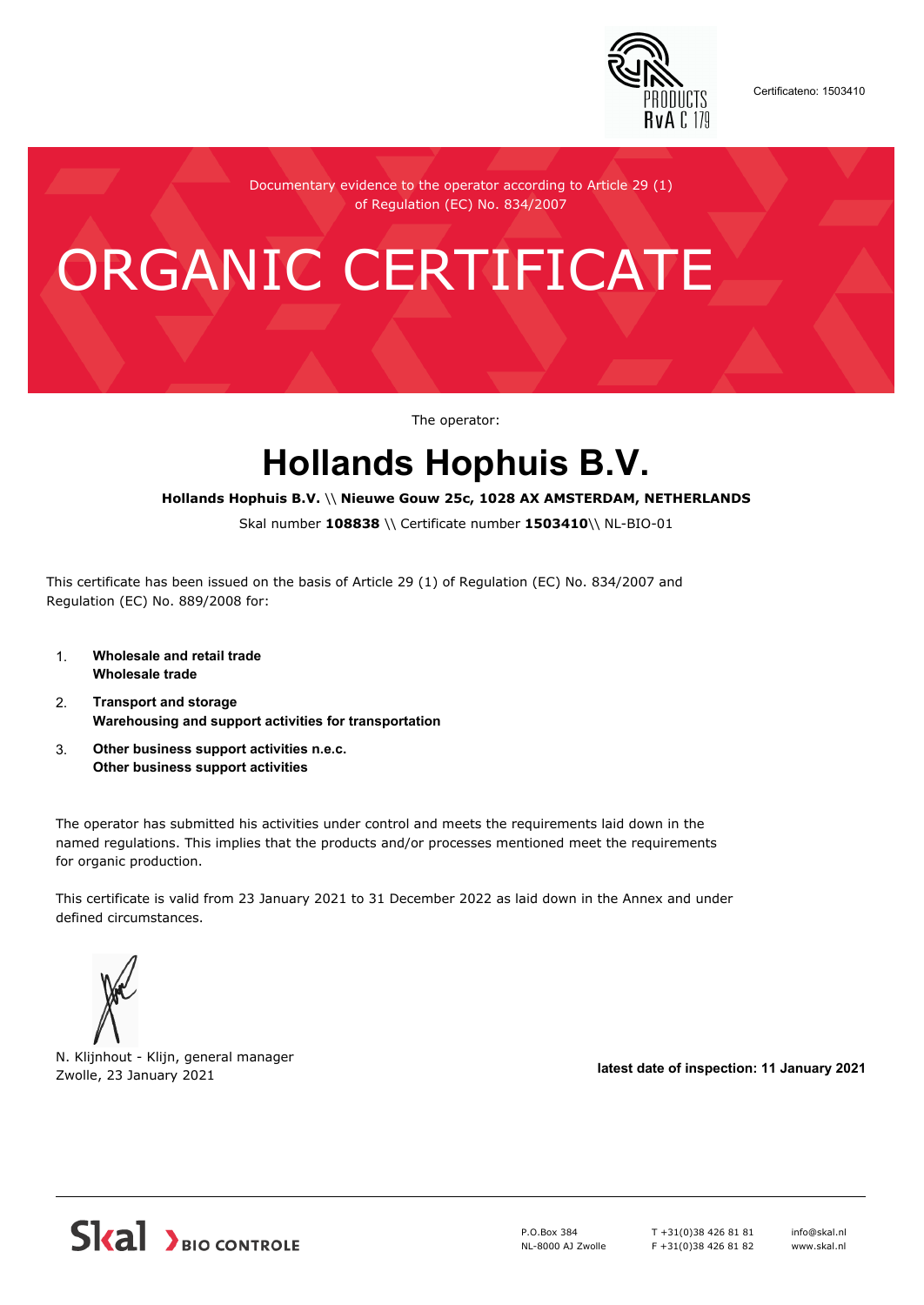Certificateno: 1503410

Documentary evidence to the operator according to Article 29 (1) of Regulation (EC) No. 834/2007

# ORGANIC CERTIFICATE

The operator:

## Hollands Hophuis B.V.

**Hollands Hophuis B.V.** \\ **Nieuwe Gouw 25c, 1028 AX AMSTERDAM, NETHERLANDS**

Skal number **108838** \\ Certificate number **1503410**\\ NL-BIO-01

This certificate has been issued on the basis of Article 29 (1) of Regulation (EC) No. 834/2007 and Regulation (EC) No. 889/2008 for:

1. **Wholesale and retail trade**
   **Wholesale trade**
2. **Transport and storage**
   **Warehousing and support activities for transportation**
3. **Other business support activities n.e.c.**
   **Other business support activities**

The operator has submitted his activities under control and meets the requirements laid down in the named regulations. This implies that the products and/or processes mentioned meet the requirements for organic production.

This certificate is valid from 23 January 2021 to 31 December 2022 as laid down in the Annex and under defined circumstances.

N. Klijnhout - Klijn, general manager
Zwolle, 23 January 2021

**latest date of inspection: 11 January 2021**

Skal BIO CONTROLE

P.O.Box 384
NL-8000 AJ Zwolle

T +31(0)38 426 81 81
F +31(0)38 426 81 82

info@skal.nl
www.skal.nl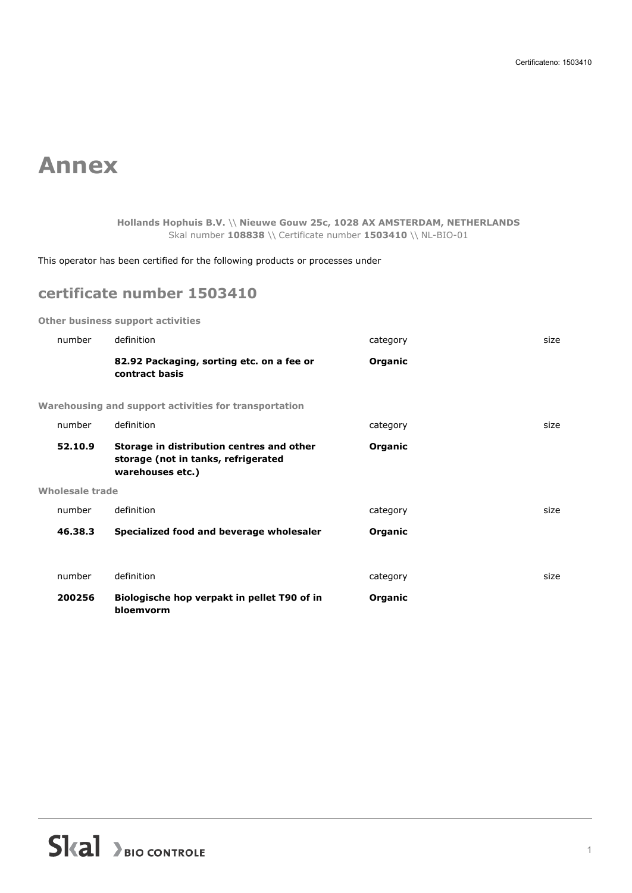# Annex

**Hollands Hophuis B.V.** \\ **Nieuwe Gouw 25c, 1028 AX AMSTERDAM, NETHERLANDS**
Skal number **108838** \\ Certificate number **1503410** \\ NL-BIO-01

This operator has been certified for the following products or processes under

## certificate number 1503410

**Other business support activities**

| number | definition | category | size |
|---|---|---|---|
| | **82.92 Packaging, sorting etc. on a fee or contract basis** | **Organic** | |

**Warehousing and support activities for transportation**

| number | definition | category | size |
|---|---|---|---|
| **52.10.9** | **Storage in distribution centres and other storage (not in tanks, refrigerated warehouses etc.)** | **Organic** | |

**Wholesale trade**

| number | definition | category | size |
|---|---|---|---|
| **46.38.3** | **Specialized food and beverage wholesaler** | **Organic** | |

| number | definition | category | size |
|---|---|---|---|
| **200256** | **Biologische hop verpakt in pellet T90 of in bloemvorm** | **Organic** | |

Skal BIO CONTROLE